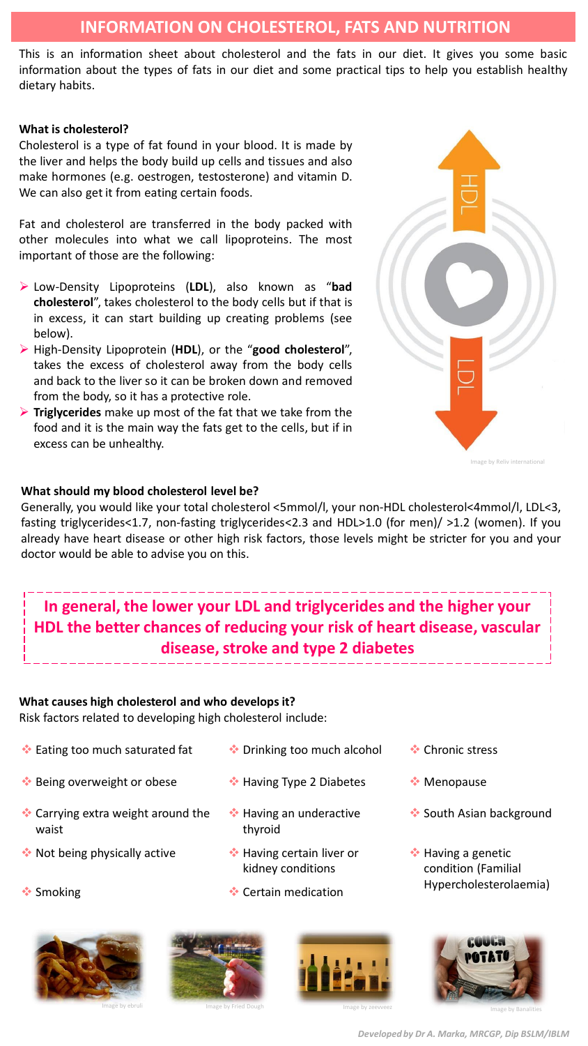# INFORMATION ON CHOLESTEROL, FATS AND NUTRITION

This is an information sheet about cholesterol and the fats in our diet. It gives you some basic information about the types of fats in our diet and some practical tips to help you establish healthy dietary habits.

### What is cholesterol?

Cholesterol is a type of fat found in your blood. It is made by the liver and helps the body build up cells and tissues and also make hormones (e.g. oestrogen, testosterone) and vitamin D. We can also get it from eating certain foods.

Fat and cholesterol are transferred in the body packed with other molecules into what we call lipoproteins. The most important of those are the following:

- Low-Density Lipoproteins (**LDL**), also known as "**bad cholesterol**", takes cholesterol to the body cells but if that is in excess, it can start building up creating problems (see below).
- High-Density Lipoprotein (**HDL**), or the "**good cholesterol**", takes the excess of cholesterol away from the body cells and back to the liver so it can be broken down and removed from the body, so it has a protective role.
- **Triglycerides** make up most of the fat that we take from the food and it is the main way the fats get to the cells, but if in excess can be unhealthy.

HDL

LDL

Image by Reliv international

### What should my blood cholesterol level be?

Generally, you would like your total cholesterol <5mmol/l, your non-HDL cholesterol<4mmol/l, LDL<3, fasting triglycerides<1.7, non-fasting triglycerides<2.3 and HDL>1.0 (for men)/ >1.2 (women). If you already have heart disease or other high risk factors, those levels might be stricter for you and your doctor would be able to advise you on this.

**In general, the lower your LDL and triglycerides and the higher your HDL the better chances of reducing your risk of heart disease, vascular disease, stroke and type 2 diabetes**

### What causes high cholesterol and who develops it?

Risk factors related to developing high cholesterol include:

- Eating too much saturated fat
- Being overweight or obese
- Carrying extra weight around the waist
- Not being physically active
- Smoking
- Drinking too much alcohol
- Having Type 2 Diabetes
- Having an underactive thyroid
- Having certain liver or kidney conditions
- Certain medication
- Chronic stress
- Menopause
- South Asian background
- Having a genetic condition (Familial Hypercholesterolaemia)

Image by ebruli

Image by Fried Dough

Image by zeevveez

Image by Banalities

*Developed by Dr A. Marka, MRCGP, Dip BSLM/IBLM*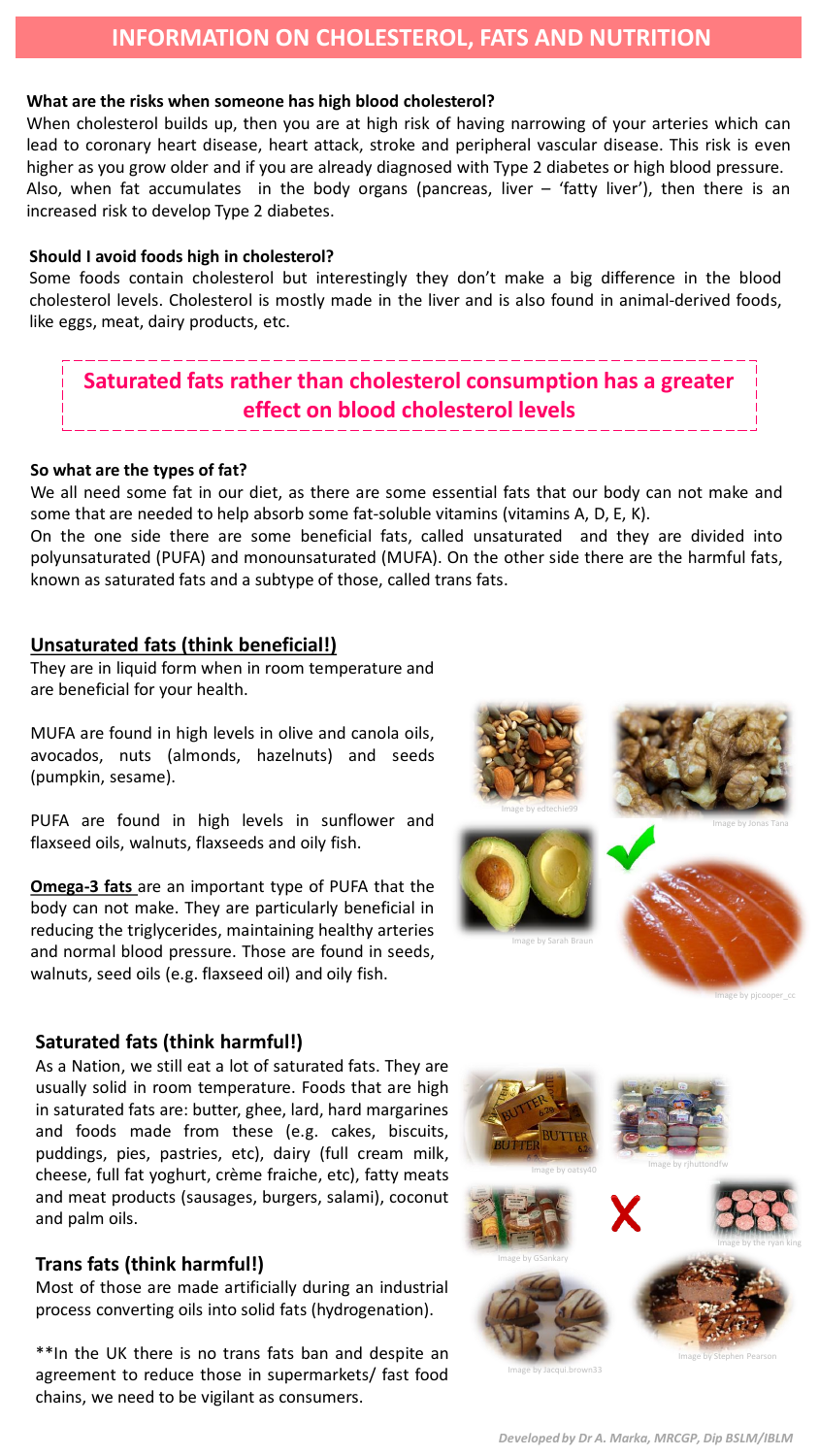# INFORMATION ON CHOLESTEROL, FATS AND NUTRITION

**What are the risks when someone has high blood cholesterol?**

When cholesterol builds up, then you are at high risk of having narrowing of your arteries which can lead to coronary heart disease, heart attack, stroke and peripheral vascular disease. This risk is even higher as you grow older and if you are already diagnosed with Type 2 diabetes or high blood pressure. Also, when fat accumulates in the body organs (pancreas, liver – 'fatty liver'), then there is an increased risk to develop Type 2 diabetes.

**Should I avoid foods high in cholesterol?**

Some foods contain cholesterol but interestingly they don't make a big difference in the blood cholesterol levels. Cholesterol is mostly made in the liver and is also found in animal-derived foods, like eggs, meat, dairy products, etc.

**Saturated fats rather than cholesterol consumption has a greater effect on blood cholesterol levels**

**So what are the types of fat?**

We all need some fat in our diet, as there are some essential fats that our body can not make and some that are needed to help absorb some fat-soluble vitamins (vitamins A, D, E, K).

On the one side there are some beneficial fats, called unsaturated and they are divided into polyunsaturated (PUFA) and monounsaturated (MUFA). On the other side there are the harmful fats, known as saturated fats and a subtype of those, called trans fats.

## Unsaturated fats (think beneficial!)

They are in liquid form when in room temperature and are beneficial for your health.

MUFA are found in high levels in olive and canola oils, avocados, nuts (almonds, hazelnuts) and seeds (pumpkin, sesame).

PUFA are found in high levels in sunflower and flaxseed oils, walnuts, flaxseeds and oily fish.

**Omega-3 fats** are an important type of PUFA that the body can not make. They are particularly beneficial in reducing the triglycerides, maintaining healthy arteries and normal blood pressure. Those are found in seeds, walnuts, seed oils (e.g. flaxseed oil) and oily fish.

Image by edtechie99

Image by Jonas Tana

Image by Sarah Braun

Image by pjcooper_cc

## Saturated fats (think harmful!)

As a Nation, we still eat a lot of saturated fats. They are usually solid in room temperature. Foods that are high in saturated fats are: butter, ghee, lard, hard margarines and foods made from these (e.g. cakes, biscuits, puddings, pies, pastries, etc), dairy (full cream milk, cheese, full fat yoghurt, crème fraiche, etc), fatty meats and meat products (sausages, burgers, salami), coconut and palm oils.

## Trans fats (think harmful!)

Most of those are made artificially during an industrial process converting oils into solid fats (hydrogenation).

**In the UK there is no trans fats ban and despite an agreement to reduce those in supermarkets/ fast food chains, we need to be vigilant as consumers.

Image by oatsy40

Image by rjhuttondfw

Image by GSankary

Image by the ryan king

Image by Jacqui.brown33

Image by Stephen Pearson

*Developed by Dr A. Marka, MRCGP, Dip BSLM/IBLM*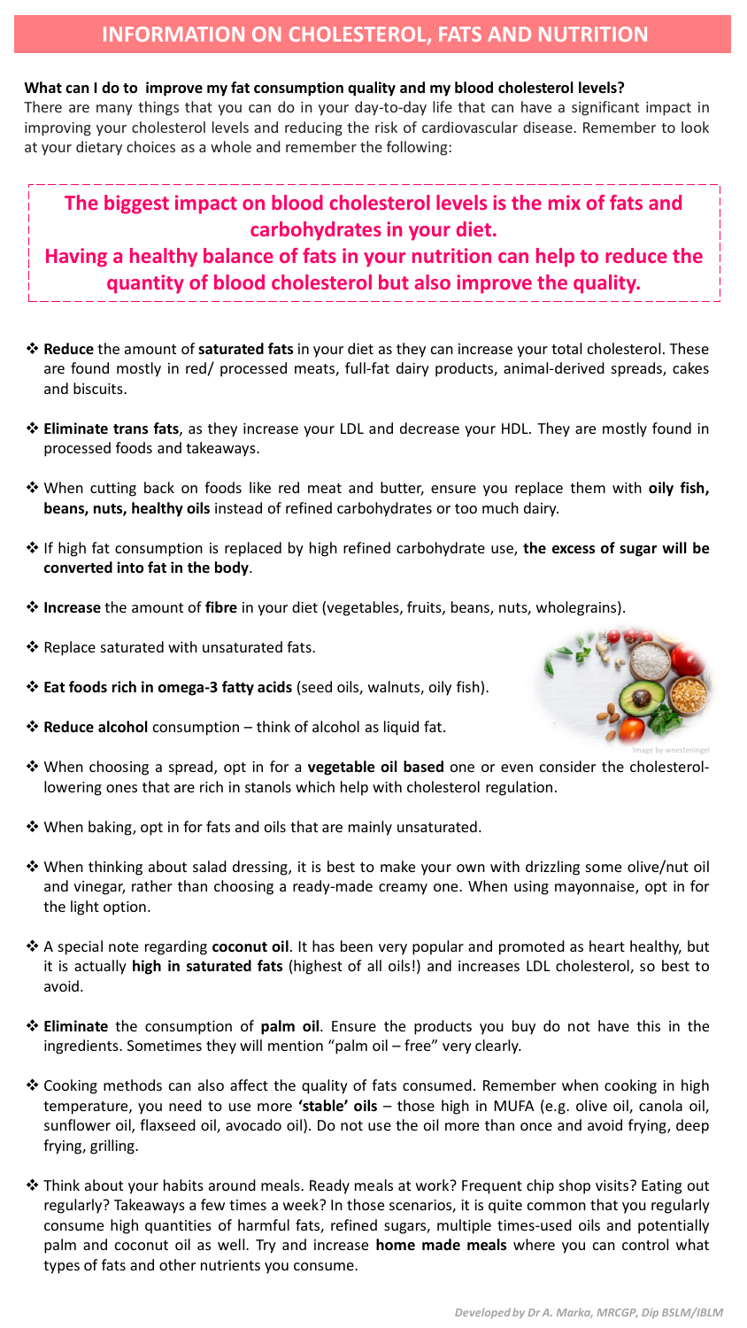# INFORMATION ON CHOLESTEROL, FATS AND NUTRITION

**What can I do to improve my fat consumption quality and my blood cholesterol levels?**

There are many things that you can do in your day-to-day life that can have a significant impact in improving your cholesterol levels and reducing the risk of cardiovascular disease. Remember to look at your dietary choices as a whole and remember the following:

**The biggest impact on blood cholesterol levels is the mix of fats and carbohydrates in your diet.**
**Having a healthy balance of fats in your nutrition can help to reduce the quantity of blood cholesterol but also improve the quality.**

- **Reduce** the amount of **saturated fats** in your diet as they can increase your total cholesterol. These are found mostly in red/ processed meats, full-fat dairy products, animal-derived spreads, cakes and biscuits.
- **Eliminate trans fats**, as they increase your LDL and decrease your HDL. They are mostly found in processed foods and takeaways.
- When cutting back on foods like red meat and butter, ensure you replace them with **oily fish, beans, nuts, healthy oils** instead of refined carbohydrates or too much dairy.
- If high fat consumption is replaced by high refined carbohydrate use, **the excess of sugar will be converted into fat in the body**.
- **Increase** the amount of **fibre** in your diet (vegetables, fruits, beans, nuts, wholegrains).
- Replace saturated with unsaturated fats.
- **Eat foods rich in omega-3 fatty acids** (seed oils, walnuts, oily fish).
- **Reduce alcohol** consumption – think of alcohol as liquid fat.
- When choosing a spread, opt in for a **vegetable oil based** one or even consider the cholesterol-lowering ones that are rich in stanols which help with cholesterol regulation.
- When baking, opt in for fats and oils that are mainly unsaturated.
- When thinking about salad dressing, it is best to make your own with drizzling some olive/nut oil and vinegar, rather than choosing a ready-made creamy one. When using mayonnaise, opt in for the light option.
- A special note regarding **coconut oil**. It has been very popular and promoted as heart healthy, but it is actually **high in saturated fats** (highest of all oils!) and increases LDL cholesterol, so best to avoid.
- **Eliminate** the consumption of **palm oil**. Ensure the products you buy do not have this in the ingredients. Sometimes they will mention "palm oil – free" very clearly.
- Cooking methods can also affect the quality of fats consumed. Remember when cooking in high temperature, you need to use more **'stable' oils** – those high in MUFA (e.g. olive oil, canola oil, sunflower oil, flaxseed oil, avocado oil). Do not use the oil more than once and avoid frying, deep frying, grilling.
- Think about your habits around meals. Ready meals at work? Frequent chip shop visits? Eating out regularly? Takeaways a few times a week? In those scenarios, it is quite common that you regularly consume high quantities of harmful fats, refined sugars, multiple times-used oils and potentially palm and coconut oil as well. Try and increase **home made meals** where you can control what types of fats and other nutrients you consume.

Image by wnesteningel

*Developed by Dr A. Marka, MRCGP, Dip BSLM/IBLM*